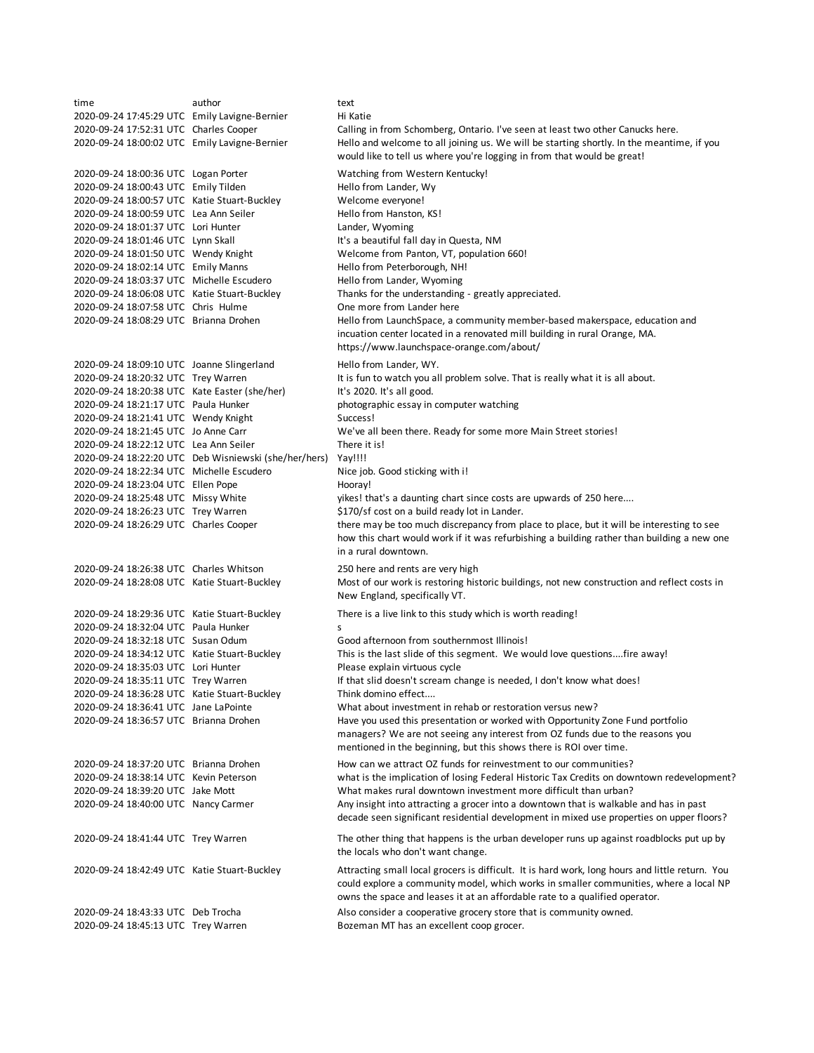| time | author | text |
|---|---|---|
| 2020-09-24 17:45:29 UTC | Emily Lavigne-Bernier | Hi Katie |
| 2020-09-24 17:52:31 UTC | Charles Cooper | Calling in from Schomberg, Ontario. I've seen at least two other Canucks here. |
| 2020-09-24 18:00:02 UTC | Emily Lavigne-Bernier | Hello and welcome to all joining us. We will be starting shortly. In the meantime, if you would like to tell us where you're logging in from that would be great! |
| 2020-09-24 18:00:36 UTC | Logan Porter | Watching from Western Kentucky! |
| 2020-09-24 18:00:43 UTC | Emily Tilden | Hello from Lander, Wy |
| 2020-09-24 18:00:57 UTC | Katie Stuart-Buckley | Welcome everyone! |
| 2020-09-24 18:00:59 UTC | Lea Ann Seiler | Hello from Hanston, KS! |
| 2020-09-24 18:01:37 UTC | Lori Hunter | Lander, Wyoming |
| 2020-09-24 18:01:46 UTC | Lynn Skall | It's a beautiful fall day in Questa, NM |
| 2020-09-24 18:01:50 UTC | Wendy Knight | Welcome from Panton, VT, population 660! |
| 2020-09-24 18:02:14 UTC | Emily Manns | Hello from Peterborough, NH! |
| 2020-09-24 18:03:37 UTC | Michelle Escudero | Hello from Lander, Wyoming |
| 2020-09-24 18:06:08 UTC | Katie Stuart-Buckley | Thanks for the understanding - greatly appreciated. |
| 2020-09-24 18:07:58 UTC | Chris Hulme | One more from Lander here |
| 2020-09-24 18:08:29 UTC | Brianna Drohen | Hello from LaunchSpace, a community member-based makerspace, education and incuation center located in a renovated mill building in rural Orange, MA. https://www.launchspace-orange.com/about/ |
| 2020-09-24 18:09:10 UTC | Joanne Slingerland | Hello from Lander, WY. |
| 2020-09-24 18:20:32 UTC | Trey Warren | It is fun to watch you all problem solve. That is really what it is all about. |
| 2020-09-24 18:20:38 UTC | Kate Easter (she/her) | It's 2020. It's all good. |
| 2020-09-24 18:21:17 UTC | Paula Hunker | photographic essay in computer watching |
| 2020-09-24 18:21:41 UTC | Wendy Knight | Success! |
| 2020-09-24 18:21:45 UTC | Jo Anne Carr | We've all been there. Ready for some more Main Street stories! |
| 2020-09-24 18:22:12 UTC | Lea Ann Seiler | There it is! |
| 2020-09-24 18:22:20 UTC | Deb Wisniewski (she/her/hers) | Yay!!!! |
| 2020-09-24 18:22:34 UTC | Michelle Escudero | Nice job. Good sticking with i! |
| 2020-09-24 18:23:04 UTC | Ellen Pope | Hooray! |
| 2020-09-24 18:25:48 UTC | Missy White | yikes! that's a daunting chart since costs are upwards of 250 here.... |
| 2020-09-24 18:26:23 UTC | Trey Warren | $170/sf cost on a build ready lot in Lander. |
| 2020-09-24 18:26:29 UTC | Charles Cooper | there may be too much discrepancy from place to place, but it will be interesting to see how this chart would work if it was refurbishing a building rather than building a new one in a rural downtown. |
| 2020-09-24 18:26:38 UTC | Charles Whitson | 250 here and rents are very high |
| 2020-09-24 18:28:08 UTC | Katie Stuart-Buckley | Most of our work is restoring historic buildings, not new construction and reflect costs in New England, specifically VT. |
| 2020-09-24 18:29:36 UTC | Katie Stuart-Buckley | There is a live link to this study which is worth reading! |
| 2020-09-24 18:32:04 UTC | Paula Hunker | s |
| 2020-09-24 18:32:18 UTC | Susan Odum | Good afternoon from southernmost Illinois! |
| 2020-09-24 18:34:12 UTC | Katie Stuart-Buckley | This is the last slide of this segment. We would love questions....fire away! |
| 2020-09-24 18:35:03 UTC | Lori Hunter | Please explain virtuous cycle |
| 2020-09-24 18:35:11 UTC | Trey Warren | If that slid doesn't scream change is needed, I don't know what does! |
| 2020-09-24 18:36:28 UTC | Katie Stuart-Buckley | Think domino effect.... |
| 2020-09-24 18:36:41 UTC | Jane LaPointe | What about investment in rehab or restoration versus new? |
| 2020-09-24 18:36:57 UTC | Brianna Drohen | Have you used this presentation or worked with Opportunity Zone Fund portfolio managers? We are not seeing any interest from OZ funds due to the reasons you mentioned in the beginning, but this shows there is ROI over time. |
| 2020-09-24 18:37:20 UTC | Brianna Drohen | How can we attract OZ funds for reinvestment to our communities? |
| 2020-09-24 18:38:14 UTC | Kevin Peterson | what is the implication of losing Federal Historic Tax Credits on downtown redevelopment? |
| 2020-09-24 18:39:20 UTC | Jake Mott | What makes rural downtown investment more difficult than urban? |
| 2020-09-24 18:40:00 UTC | Nancy Carmer | Any insight into attracting a grocer into a downtown that is walkable and has in past decade seen significant residential development in mixed use properties on upper floors? |
| 2020-09-24 18:41:44 UTC | Trey Warren | The other thing that happens is the urban developer runs up against roadblocks put up by the locals who don't want change. |
| 2020-09-24 18:42:49 UTC | Katie Stuart-Buckley | Attracting small local grocers is difficult. It is hard work, long hours and little return. You could explore a community model, which works in smaller communities, where a local NP owns the space and leases it at an affordable rate to a qualified operator. |
| 2020-09-24 18:43:33 UTC | Deb Trocha | Also consider a cooperative grocery store that is community owned. |
| 2020-09-24 18:45:13 UTC | Trey Warren | Bozeman MT has an excellent coop grocer. |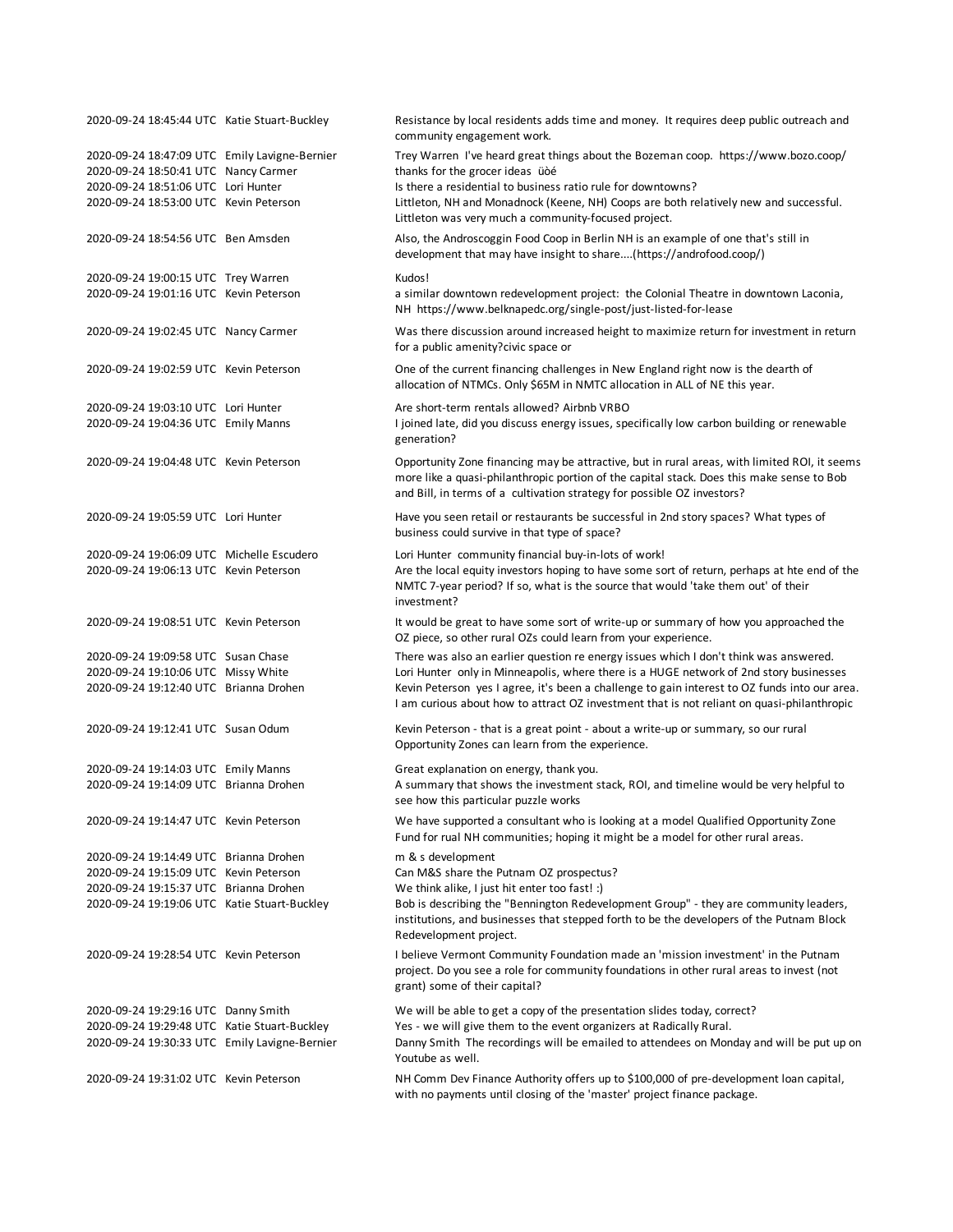| | | |
|---|---|---|
| 2020-09-24 18:45:44 UTC | Katie Stuart-Buckley | Resistance by local residents adds time and money. It requires deep public outreach and community engagement work. |
| 2020-09-24 18:47:09 UTC | Emily Lavigne-Bernier | Trey Warren I've heard great things about the Bozeman coop. https://www.bozo.coop/ |
| 2020-09-24 18:50:41 UTC | Nancy Carmer | thanks for the grocer ideas üòé |
| 2020-09-24 18:51:06 UTC | Lori Hunter | Is there a residential to business ratio rule for downtowns? |
| 2020-09-24 18:53:00 UTC | Kevin Peterson | Littleton, NH and Monadnock (Keene, NH) Coops are both relatively new and successful. Littleton was very much a community-focused project. |
| 2020-09-24 18:54:56 UTC | Ben Amsden | Also, the Androscoggin Food Coop in Berlin NH is an example of one that's still in development that may have insight to share....(https://androfood.coop/) |
| 2020-09-24 19:00:15 UTC | Trey Warren | Kudos! |
| 2020-09-24 19:01:16 UTC | Kevin Peterson | a similar downtown redevelopment project: the Colonial Theatre in downtown Laconia, NH https://www.belknapedc.org/single-post/just-listed-for-lease |
| 2020-09-24 19:02:45 UTC | Nancy Carmer | Was there discussion around increased height to maximize return for investment in return for a public amenity?civic space or |
| 2020-09-24 19:02:59 UTC | Kevin Peterson | One of the current financing challenges in New England right now is the dearth of allocation of NTMCs. Only $65M in NMTC allocation in ALL of NE this year. |
| 2020-09-24 19:03:10 UTC | Lori Hunter | Are short-term rentals allowed? Airbnb VRBO |
| 2020-09-24 19:04:36 UTC | Emily Manns | I joined late, did you discuss energy issues, specifically low carbon building or renewable generation? |
| 2020-09-24 19:04:48 UTC | Kevin Peterson | Opportunity Zone financing may be attractive, but in rural areas, with limited ROI, it seems more like a quasi-philanthropic portion of the capital stack. Does this make sense to Bob and Bill, in terms of a cultivation strategy for possible OZ investors? |
| 2020-09-24 19:05:59 UTC | Lori Hunter | Have you seen retail or restaurants be successful in 2nd story spaces? What types of business could survive in that type of space? |
| 2020-09-24 19:06:09 UTC | Michelle Escudero | Lori Hunter community financial buy-in-lots of work! |
| 2020-09-24 19:06:13 UTC | Kevin Peterson | Are the local equity investors hoping to have some sort of return, perhaps at hte end of the NMTC 7-year period? If so, what is the source that would 'take them out' of their investment? |
| 2020-09-24 19:08:51 UTC | Kevin Peterson | It would be great to have some sort of write-up or summary of how you approached the OZ piece, so other rural OZs could learn from your experience. |
| 2020-09-24 19:09:58 UTC | Susan Chase | There was also an earlier question re energy issues which I don't think was answered. |
| 2020-09-24 19:10:06 UTC | Missy White | Lori Hunter only in Minneapolis, where there is a HUGE network of 2nd story businesses |
| 2020-09-24 19:12:40 UTC | Brianna Drohen | Kevin Peterson yes I agree, it's been a challenge to gain interest to OZ funds into our area. I am curious about how to attract OZ investment that is not reliant on quasi-philanthropic |
| 2020-09-24 19:12:41 UTC | Susan Odum | Kevin Peterson - that is a great point - about a write-up or summary, so our rural Opportunity Zones can learn from the experience. |
| 2020-09-24 19:14:03 UTC | Emily Manns | Great explanation on energy, thank you. |
| 2020-09-24 19:14:09 UTC | Brianna Drohen | A summary that shows the investment stack, ROI, and timeline would be very helpful to see how this particular puzzle works |
| 2020-09-24 19:14:47 UTC | Kevin Peterson | We have supported a consultant who is looking at a model Qualified Opportunity Zone Fund for rual NH communities; hoping it might be a model for other rural areas. |
| 2020-09-24 19:14:49 UTC | Brianna Drohen | m & s development |
| 2020-09-24 19:15:09 UTC | Kevin Peterson | Can M&S share the Putnam OZ prospectus? |
| 2020-09-24 19:15:37 UTC | Brianna Drohen | We think alike, I just hit enter too fast! :) |
| 2020-09-24 19:19:06 UTC | Katie Stuart-Buckley | Bob is describing the "Bennington Redevelopment Group" - they are community leaders, institutions, and businesses that stepped forth to be the developers of the Putnam Block Redevelopment project. |
| 2020-09-24 19:28:54 UTC | Kevin Peterson | I believe Vermont Community Foundation made an 'mission investment' in the Putnam project. Do you see a role for community foundations in other rural areas to invest (not grant) some of their capital? |
| 2020-09-24 19:29:16 UTC | Danny Smith | We will be able to get a copy of the presentation slides today, correct? |
| 2020-09-24 19:29:48 UTC | Katie Stuart-Buckley | Yes - we will give them to the event organizers at Radically Rural. |
| 2020-09-24 19:30:33 UTC | Emily Lavigne-Bernier | Danny Smith The recordings will be emailed to attendees on Monday and will be put up on Youtube as well. |
| 2020-09-24 19:31:02 UTC | Kevin Peterson | NH Comm Dev Finance Authority offers up to $100,000 of pre-development loan capital, with no payments until closing of the 'master' project finance package. |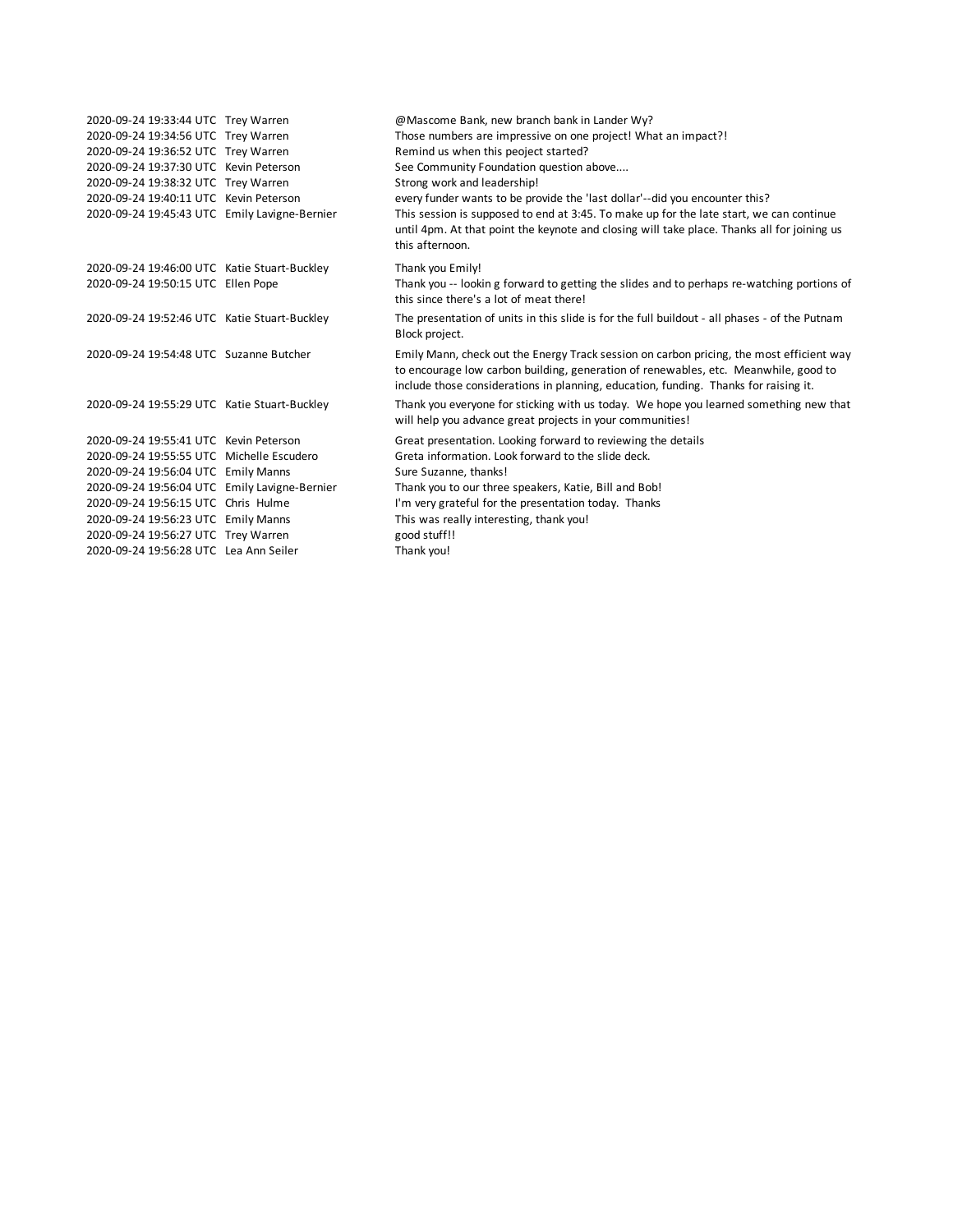| | | |
|---|---|---|
| 2020-09-24 19:33:44 UTC | Trey Warren | @Mascome Bank, new branch bank in Lander Wy? |
| 2020-09-24 19:34:56 UTC | Trey Warren | Those numbers are impressive on one project! What an impact?! |
| 2020-09-24 19:36:52 UTC | Trey Warren | Remind us when this peoject started? |
| 2020-09-24 19:37:30 UTC | Kevin Peterson | See Community Foundation question above.... |
| 2020-09-24 19:38:32 UTC | Trey Warren | Strong work and leadership! |
| 2020-09-24 19:40:11 UTC | Kevin Peterson | every funder wants to be provide the 'last dollar'--did you encounter this? |
| 2020-09-24 19:45:43 UTC | Emily Lavigne-Bernier | This session is supposed to end at 3:45. To make up for the late start, we can continue until 4pm. At that point the keynote and closing will take place. Thanks all for joining us this afternoon. |
| 2020-09-24 19:46:00 UTC | Katie Stuart-Buckley | Thank you Emily! |
| 2020-09-24 19:50:15 UTC | Ellen Pope | Thank you -- lookin g forward to getting the slides and to perhaps re-watching portions of this since there's a lot of meat there! |
| 2020-09-24 19:52:46 UTC | Katie Stuart-Buckley | The presentation of units in this slide is for the full buildout - all phases - of the Putnam Block project. |
| 2020-09-24 19:54:48 UTC | Suzanne Butcher | Emily Mann, check out the Energy Track session on carbon pricing, the most efficient way to encourage low carbon building, generation of renewables, etc. Meanwhile, good to include those considerations in planning, education, funding. Thanks for raising it. |
| 2020-09-24 19:55:29 UTC | Katie Stuart-Buckley | Thank you everyone for sticking with us today. We hope you learned something new that will help you advance great projects in your communities! |
| 2020-09-24 19:55:41 UTC | Kevin Peterson | Great presentation. Looking forward to reviewing the details |
| 2020-09-24 19:55:55 UTC | Michelle Escudero | Greta information. Look forward to the slide deck. |
| 2020-09-24 19:56:04 UTC | Emily Manns | Sure Suzanne, thanks! |
| 2020-09-24 19:56:04 UTC | Emily Lavigne-Bernier | Thank you to our three speakers, Katie, Bill and Bob! |
| 2020-09-24 19:56:15 UTC | Chris Hulme | I'm very grateful for the presentation today. Thanks |
| 2020-09-24 19:56:23 UTC | Emily Manns | This was really interesting, thank you! |
| 2020-09-24 19:56:27 UTC | Trey Warren | good stuff!! |
| 2020-09-24 19:56:28 UTC | Lea Ann Seiler | Thank you! |